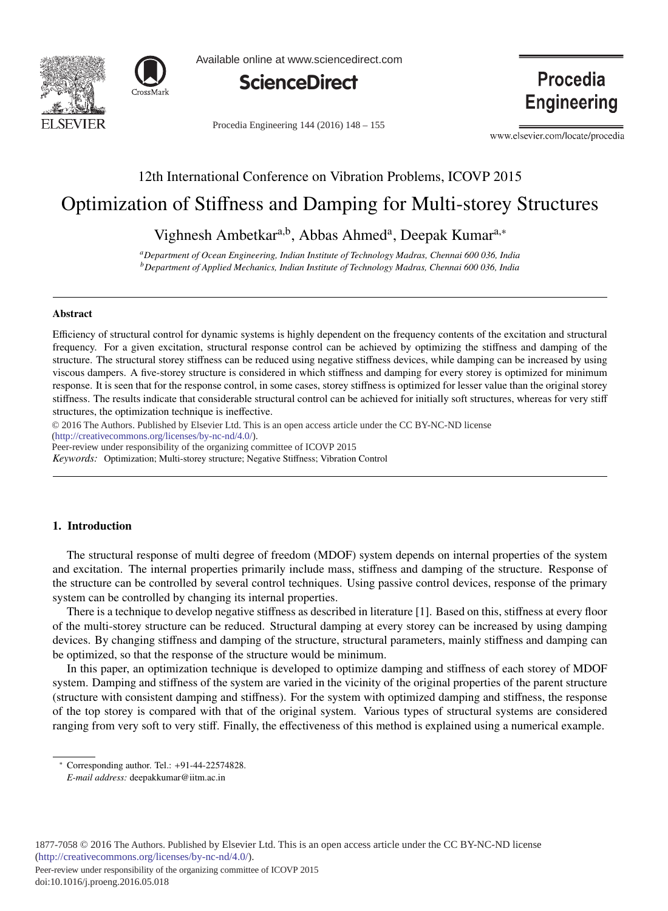12th International Conference on Vibration Problems, ICOVP 2015

# Optimization of Stiffness and Damping for Multi-storey Structures

Vighnesh Ambetkar[a,b], Abbas Ahmed[a], Deepak Kumar[a,*]

[a] *Department of Ocean Engineering, Indian Institute of Technology Madras, Chennai 600 036, India*
[b] *Department of Applied Mechanics, Indian Institute of Technology Madras, Chennai 600 036, India*

---

### Abstract

Efficiency of structural control for dynamic systems is highly dependent on the frequency contents of the excitation and structural frequency. For a given excitation, structural response control can be achieved by optimizing the stiffness and damping of the structure. The structural storey stiffness can be reduced using negative stiffness devices, while damping can be increased by using viscous dampers. A five-storey structure is considered in which stiffness and damping for every storey is optimized for minimum response. It is seen that for the response control, in some cases, storey stiffness is optimized for lesser value than the original storey stiffness. The results indicate that considerable structural control can be achieved for initially soft structures, whereas for very stiff structures, the optimization technique is ineffective.

© 2016 The Authors. Published by Elsevier Ltd. This is an open access article under the CC BY-NC-ND license (http://creativecommons.org/licenses/by-nc-nd/4.0/).
Peer-review under responsibility of the organizing committee of ICOVP 2015

*Keywords:* Optimization; Multi-storey structure; Negative Stiffness; Vibration Control

---

## 1. Introduction

The structural response of multi degree of freedom (MDOF) system depends on internal properties of the system and excitation. The internal properties primarily include mass, stiffness and damping of the structure. Response of the structure can be controlled by several control techniques. Using passive control devices, response of the primary system can be controlled by changing its internal properties.

There is a technique to develop negative stiffness as described in literature [1]. Based on this, stiffness at every floor of the multi-storey structure can be reduced. Structural damping at every storey can be increased by using damping devices. By changing stiffness and damping of the structure, structural parameters, mainly stiffness and damping can be optimized, so that the response of the structure would be minimum.

In this paper, an optimization technique is developed to optimize damping and stiffness of each storey of MDOF system. Damping and stiffness of the system are varied in the vicinity of the original properties of the parent structure (structure with consistent damping and stiffness). For the system with optimized damping and stiffness, the response of the top storey is compared with that of the original system. Various types of structural systems are considered ranging from very soft to very stiff. Finally, the effectiveness of this method is explained using a numerical example.

---

\* Corresponding author. Tel.: +91-44-22574828.
*E-mail address:* deepakkumar@iitm.ac.in

1877-7058 © 2016 The Authors. Published by Elsevier Ltd. This is an open access article under the CC BY-NC-ND license (http://creativecommons.org/licenses/by-nc-nd/4.0/).
Peer-review under responsibility of the organizing committee of ICOVP 2015
doi:10.1016/j.proeng.2016.05.018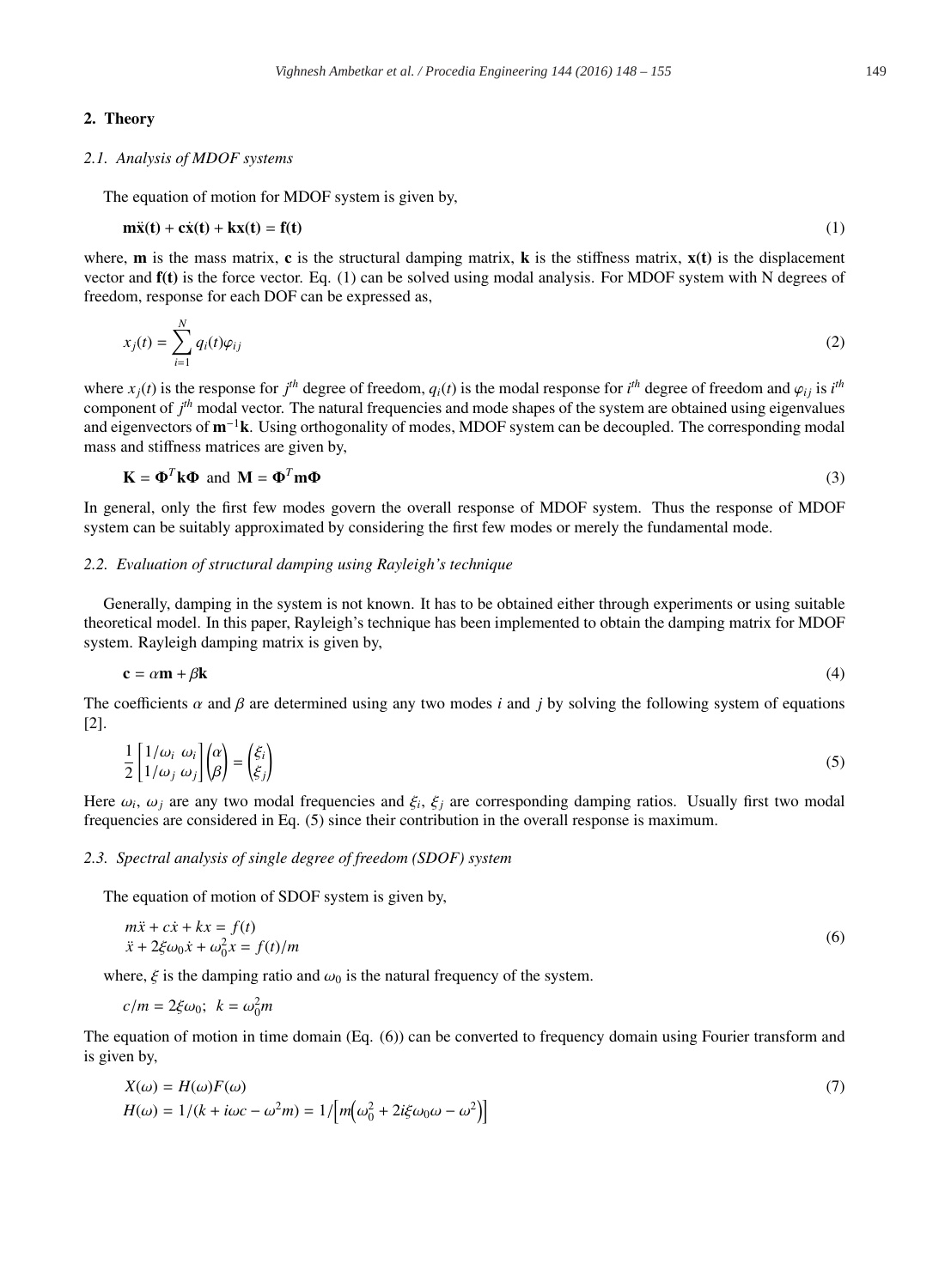## 2. Theory

### 2.1. Analysis of MDOF systems

The equation of motion for MDOF system is given by,

$$\mathbf{m\ddot{x}(t) + c\dot{x}(t) + kx(t) = f(t)} \tag{1}$$

where, $\mathbf{m}$ is the mass matrix, $\mathbf{c}$ is the structural damping matrix, $\mathbf{k}$ is the stiffness matrix, $\mathbf{x(t)}$ is the displacement vector and $\mathbf{f(t)}$ is the force vector. Eq. (1) can be solved using modal analysis. For MDOF system with N degrees of freedom, response for each DOF can be expressed as,

$$x_j(t) = \sum_{i=1}^{N} q_i(t)\varphi_{ij} \tag{2}$$

where $x_j(t)$ is the response for $j^{th}$ degree of freedom, $q_i(t)$ is the modal response for $i^{th}$ degree of freedom and $\varphi_{ij}$ is $i^{th}$ component of $j^{th}$ modal vector. The natural frequencies and mode shapes of the system are obtained using eigenvalues and eigenvectors of $\mathbf{m}^{-1}\mathbf{k}$. Using orthogonality of modes, MDOF system can be decoupled. The corresponding modal mass and stiffness matrices are given by,

$$\mathbf{K} = \mathbf{\Phi}^T\mathbf{k}\mathbf{\Phi} \;\text{ and }\; \mathbf{M} = \mathbf{\Phi}^T\mathbf{m}\mathbf{\Phi} \tag{3}$$

In general, only the first few modes govern the overall response of MDOF system. Thus the response of MDOF system can be suitably approximated by considering the first few modes or merely the fundamental mode.

### 2.2. Evaluation of structural damping using Rayleigh's technique

Generally, damping in the system is not known. It has to be obtained either through experiments or using suitable theoretical model. In this paper, Rayleigh's technique has been implemented to obtain the damping matrix for MDOF system. Rayleigh damping matrix is given by,

$$\mathbf{c} = \alpha\mathbf{m} + \beta\mathbf{k} \tag{4}$$

The coefficients $\alpha$ and $\beta$ are determined using any two modes $i$ and $j$ by solving the following system of equations [2].

$$\frac{1}{2}\begin{bmatrix} 1/\omega_i & \omega_i \\ 1/\omega_j & \omega_j \end{bmatrix}\begin{pmatrix} \alpha \\ \beta \end{pmatrix} = \begin{pmatrix} \xi_i \\ \xi_j \end{pmatrix} \tag{5}$$

Here $\omega_i$, $\omega_j$ are any two modal frequencies and $\xi_i$, $\xi_j$ are corresponding damping ratios. Usually first two modal frequencies are considered in Eq. (5) since their contribution in the overall response is maximum.

### 2.3. Spectral analysis of single degree of freedom (SDOF) system

The equation of motion of SDOF system is given by,

$$\begin{aligned} &m\ddot{x} + c\dot{x} + kx = f(t) \\ &\ddot{x} + 2\xi\omega_0\dot{x} + \omega_0^2 x = f(t)/m \end{aligned} \tag{6}$$

where, $\xi$ is the damping ratio and $\omega_0$ is the natural frequency of the system.

$$c/m = 2\xi\omega_0; \;\; k = \omega_0^2 m$$

The equation of motion in time domain (Eq. (6)) can be converted to frequency domain using Fourier transform and is given by,

$$\begin{aligned} &X(\omega) = H(\omega)F(\omega) \\ &H(\omega) = 1/(k + i\omega c - \omega^2 m) = 1/\left[m\left(\omega_0^2 + 2i\xi\omega_0\omega - \omega^2\right)\right] \end{aligned} \tag{7}$$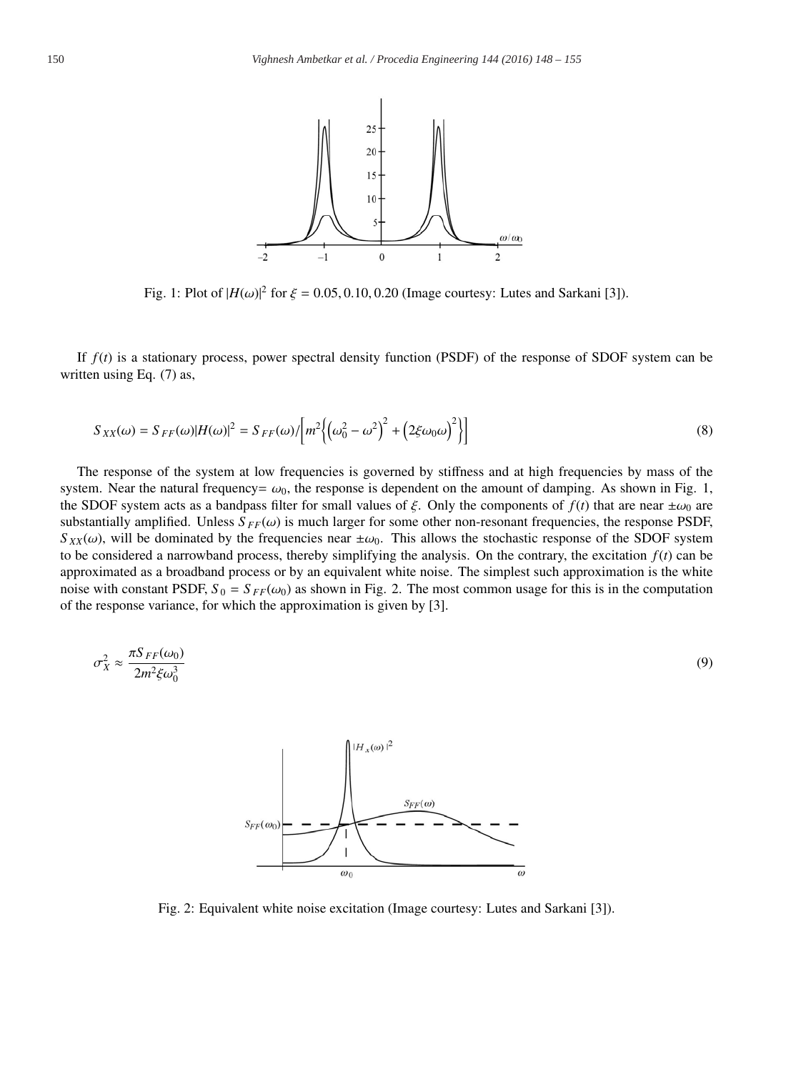Fig. 1: Plot of $|H(\omega)|^2$ for $\xi = 0.05, 0.10, 0.20$ (Image courtesy: Lutes and Sarkani [3]).

If $f(t)$ is a stationary process, power spectral density function (PSDF) of the response of SDOF system can be written using Eq. (7) as,

$$S_{XX}(\omega) = S_{FF}(\omega)|H(\omega)|^2 = S_{FF}(\omega)/\left[m^2\left\{\left(\omega_0^2 - \omega^2\right)^2 + \left(2\xi\omega_0\omega\right)^2\right\}\right] \tag{8}$$

The response of the system at low frequencies is governed by stiffness and at high frequencies by mass of the system. Near the natural frequency= $\omega_0$, the response is dependent on the amount of damping. As shown in Fig. 1, the SDOF system acts as a bandpass filter for small values of $\xi$. Only the components of $f(t)$ that are near $\pm\omega_0$ are substantially amplified. Unless $S_{FF}(\omega)$ is much larger for some other non-resonant frequencies, the response PSDF, $S_{XX}(\omega)$, will be dominated by the frequencies near $\pm\omega_0$. This allows the stochastic response of the SDOF system to be considered a narrowband process, thereby simplifying the analysis. On the contrary, the excitation $f(t)$ can be approximated as a broadband process or by an equivalent white noise. The simplest such approximation is the white noise with constant PSDF, $S_0 = S_{FF}(\omega_0)$ as shown in Fig. 2. The most common usage for this is in the computation of the response variance, for which the approximation is given by [3].

$$\sigma_X^2 \approx \frac{\pi S_{FF}(\omega_0)}{2m^2\xi\omega_0^3} \tag{9}$$

Fig. 2: Equivalent white noise excitation (Image courtesy: Lutes and Sarkani [3]).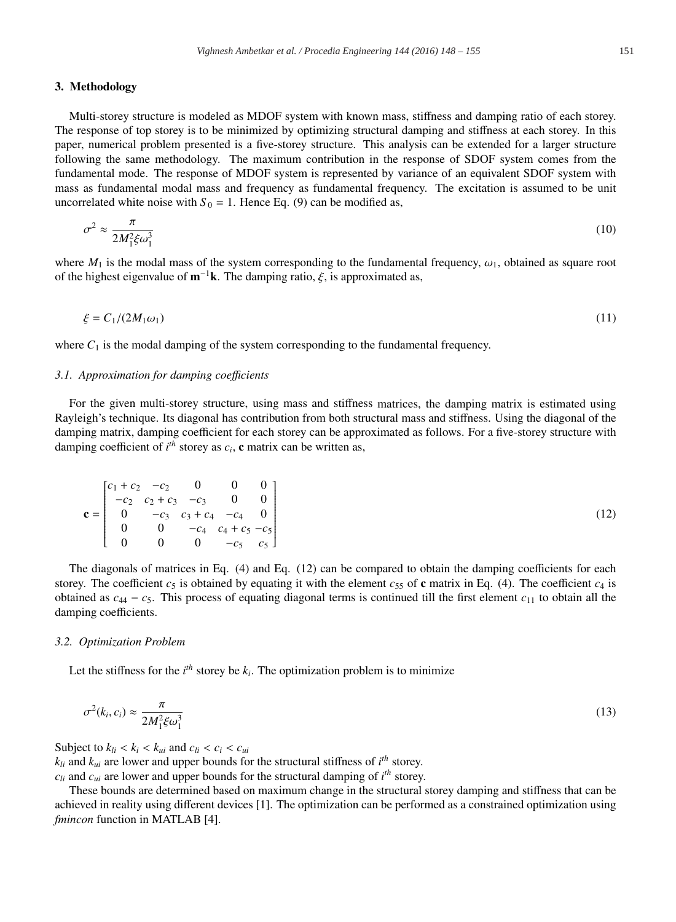## 3. Methodology

Multi-storey structure is modeled as MDOF system with known mass, stiffness and damping ratio of each storey. The response of top storey is to be minimized by optimizing structural damping and stiffness at each storey. In this paper, numerical problem presented is a five-storey structure. This analysis can be extended for a larger structure following the same methodology. The maximum contribution in the response of SDOF system comes from the fundamental mode. The response of MDOF system is represented by variance of an equivalent SDOF system with mass as fundamental modal mass and frequency as fundamental frequency. The excitation is assumed to be unit uncorrelated white noise with $S_0 = 1$. Hence Eq. (9) can be modified as,

$$\sigma^2 \approx \frac{\pi}{2M_1^2 \xi \omega_1^3} \tag{10}$$

where $M_1$ is the modal mass of the system corresponding to the fundamental frequency, $\omega_1$, obtained as square root of the highest eigenvalue of $\mathbf{m}^{-1}\mathbf{k}$. The damping ratio, $\xi$, is approximated as,

$$\xi = C_1/(2M_1\omega_1) \tag{11}$$

where $C_1$ is the modal damping of the system corresponding to the fundamental frequency.

### 3.1. Approximation for damping coefficients

For the given multi-storey structure, using mass and stiffness matrices, the damping matrix is estimated using Rayleigh's technique. Its diagonal has contribution from both structural mass and stiffness. Using the diagonal of the damping matrix, damping coefficient for each storey can be approximated as follows. For a five-storey structure with damping coefficient of $i^{th}$ storey as $c_i$, $\mathbf{c}$ matrix can be written as,

$$\mathbf{c} = \begin{bmatrix} c_1 + c_2 & -c_2 & 0 & 0 & 0 \\ -c_2 & c_2 + c_3 & -c_3 & 0 & 0 \\ 0 & -c_3 & c_3 + c_4 & -c_4 & 0 \\ 0 & 0 & -c_4 & c_4 + c_5 & -c_5 \\ 0 & 0 & 0 & -c_5 & c_5 \end{bmatrix} \tag{12}$$

The diagonals of matrices in Eq. (4) and Eq. (12) can be compared to obtain the damping coefficients for each storey. The coefficient $c_5$ is obtained by equating it with the element $c_{55}$ of $\mathbf{c}$ matrix in Eq. (4). The coefficient $c_4$ is obtained as $c_{44} - c_5$. This process of equating diagonal terms is continued till the first element $c_{11}$ to obtain all the damping coefficients.

### 3.2. Optimization Problem

Let the stiffness for the $i^{th}$ storey be $k_i$. The optimization problem is to minimize

$$\sigma^2(k_i, c_i) \approx \frac{\pi}{2M_1^2 \xi \omega_1^3} \tag{13}$$

Subject to $k_{li} < k_i < k_{ui}$ and $c_{li} < c_i < c_{ui}$

$k_{li}$ and $k_{ui}$ are lower and upper bounds for the structural stiffness of $i^{th}$ storey.

$c_{li}$ and $c_{ui}$ are lower and upper bounds for the structural damping of $i^{th}$ storey.

These bounds are determined based on maximum change in the structural storey damping and stiffness that can be achieved in reality using different devices [1]. The optimization can be performed as a constrained optimization using *fmincon* function in MATLAB [4].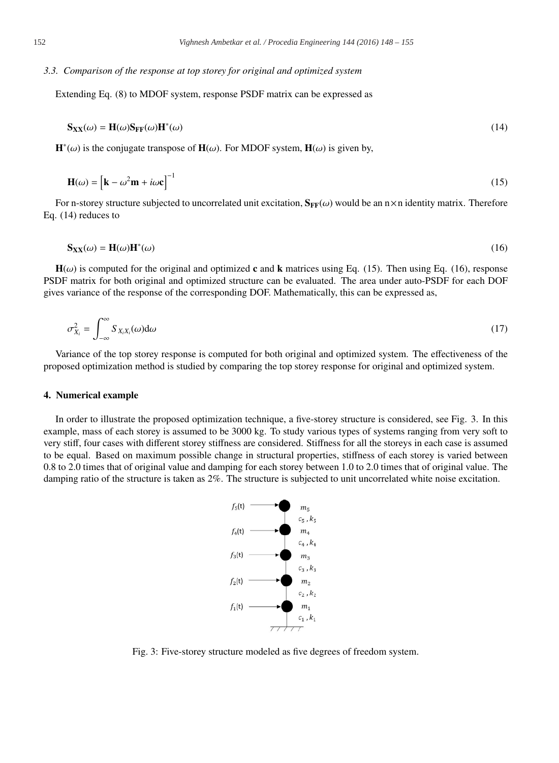### 3.3. *Comparison of the response at top storey for original and optimized system*

Extending Eq. (8) to MDOF system, response PSDF matrix can be expressed as

$$\mathbf{S_{XX}}(\omega) = \mathbf{H}(\omega)\mathbf{S_{FF}}(\omega)\mathbf{H}^*(\omega) \tag{14}$$

$\mathbf{H}^*(\omega)$ is the conjugate transpose of $\mathbf{H}(\omega)$. For MDOF system, $\mathbf{H}(\omega)$ is given by,

$$\mathbf{H}(\omega) = \left[\mathbf{k} - \omega^2\mathbf{m} + i\omega\mathbf{c}\right]^{-1} \tag{15}$$

For n-storey structure subjected to uncorrelated unit excitation, $\mathbf{S_{FF}}(\omega)$ would be an n×n identity matrix. Therefore Eq. (14) reduces to

$$\mathbf{S_{XX}}(\omega) = \mathbf{H}(\omega)\mathbf{H}^*(\omega) \tag{16}$$

$\mathbf{H}(\omega)$ is computed for the original and optimized **c** and **k** matrices using Eq. (15). Then using Eq. (16), response PSDF matrix for both original and optimized structure can be evaluated. The area under auto-PSDF for each DOF gives variance of the response of the corresponding DOF. Mathematically, this can be expressed as,

$$\sigma^2_{X_i} = \int_{-\infty}^{\infty} S_{X_iX_i}(\omega)\mathrm{d}\omega \tag{17}$$

Variance of the top storey response is computed for both original and optimized system. The effectiveness of the proposed optimization method is studied by comparing the top storey response for original and optimized system.

## 4. Numerical example

In order to illustrate the proposed optimization technique, a five-storey structure is considered, see Fig. 3. In this example, mass of each storey is assumed to be 3000 kg. To study various types of systems ranging from very soft to very stiff, four cases with different storey stiffness are considered. Stiffness for all the storeys in each case is assumed to be equal. Based on maximum possible change in structural properties, stiffness of each storey is varied between 0.8 to 2.0 times that of original value and damping for each storey between 1.0 to 2.0 times that of original value. The damping ratio of the structure is taken as 2%. The structure is subjected to unit uncorrelated white noise excitation.

Fig. 3: Five-storey structure modeled as five degrees of freedom system.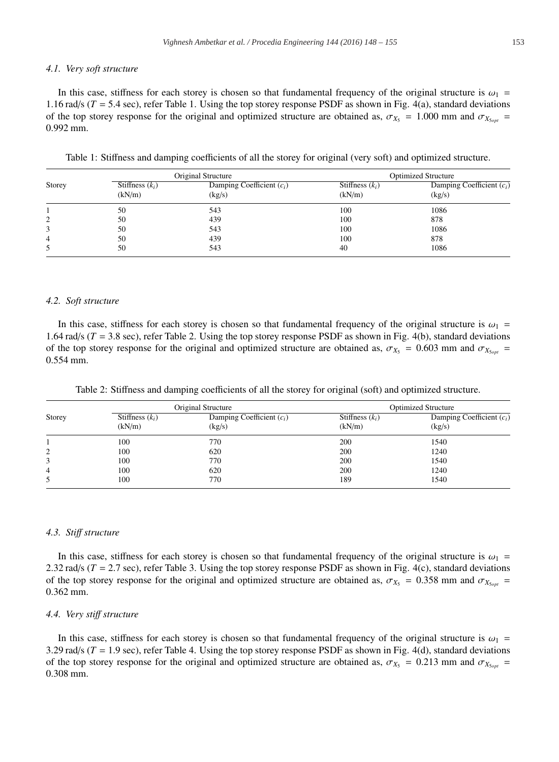### 4.1. Very soft structure

In this case, stiffness for each storey is chosen so that fundamental frequency of the original structure is $\omega_1 = 1.16$ rad/s ($T = 5.4$ sec), refer Table 1. Using the top storey response PSDF as shown in Fig. 4(a), standard deviations of the top storey response for the original and optimized structure are obtained as, $\sigma_{X_5} = 1.000$ mm and $\sigma_{X_{5opt}} = 0.992$ mm.

Table 1: Stiffness and damping coefficients of all the storey for original (very soft) and optimized structure.

| Storey | Original Structure | | Optimized Structure | |
|---|---|---|---|---|
| | Stiffness ($k_i$) (kN/m) | Damping Coefficient ($c_i$) (kg/s) | Stiffness ($k_i$) (kN/m) | Damping Coefficient ($c_i$) (kg/s) |
| 1 | 50 | 543 | 100 | 1086 |
| 2 | 50 | 439 | 100 | 878 |
| 3 | 50 | 543 | 100 | 1086 |
| 4 | 50 | 439 | 100 | 878 |
| 5 | 50 | 543 | 40 | 1086 |

### 4.2. Soft structure

In this case, stiffness for each storey is chosen so that fundamental frequency of the original structure is $\omega_1 = 1.64$ rad/s ($T = 3.8$ sec), refer Table 2. Using the top storey response PSDF as shown in Fig. 4(b), standard deviations of the top storey response for the original and optimized structure are obtained as, $\sigma_{X_5} = 0.603$ mm and $\sigma_{X_{5opt}} = 0.554$ mm.

Table 2: Stiffness and damping coefficients of all the storey for original (soft) and optimized structure.

| Storey | Original Structure | | Optimized Structure | |
|---|---|---|---|---|
| | Stiffness ($k_i$) (kN/m) | Damping Coefficient ($c_i$) (kg/s) | Stiffness ($k_i$) (kN/m) | Damping Coefficient ($c_i$) (kg/s) |
| 1 | 100 | 770 | 200 | 1540 |
| 2 | 100 | 620 | 200 | 1240 |
| 3 | 100 | 770 | 200 | 1540 |
| 4 | 100 | 620 | 200 | 1240 |
| 5 | 100 | 770 | 189 | 1540 |

### 4.3. Stiff structure

In this case, stiffness for each storey is chosen so that fundamental frequency of the original structure is $\omega_1 = 2.32$ rad/s ($T = 2.7$ sec), refer Table 3. Using the top storey response PSDF as shown in Fig. 4(c), standard deviations of the top storey response for the original and optimized structure are obtained as, $\sigma_{X_5} = 0.358$ mm and $\sigma_{X_{5opt}} = 0.362$ mm.

### 4.4. Very stiff structure

In this case, stiffness for each storey is chosen so that fundamental frequency of the original structure is $\omega_1 = 3.29$ rad/s ($T = 1.9$ sec), refer Table 4. Using the top storey response PSDF as shown in Fig. 4(d), standard deviations of the top storey response for the original and optimized structure are obtained as, $\sigma_{X_5} = 0.213$ mm and $\sigma_{X_{5opt}} = 0.308$ mm.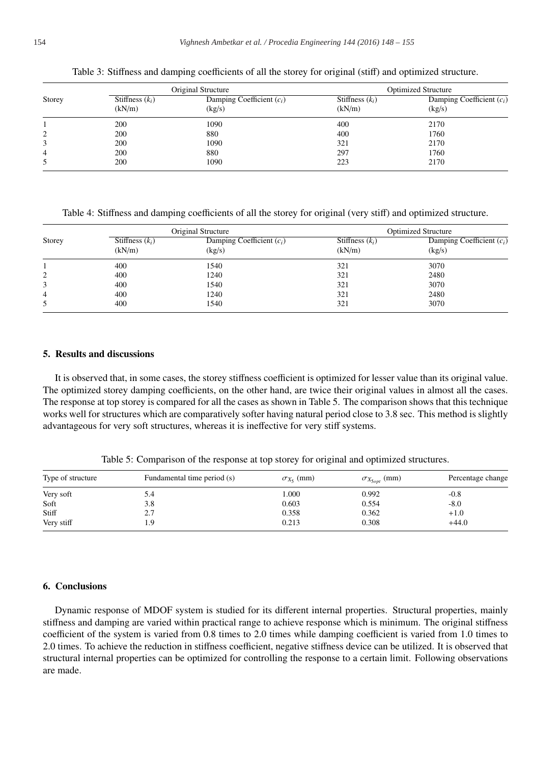Table 3: Stiffness and damping coefficients of all the storey for original (stiff) and optimized structure.

| Storey | Original Structure | | Optimized Structure | |
|---|---|---|---|---|
| | Stiffness ($k_i$) (kN/m) | Damping Coefficient ($c_i$) (kg/s) | Stiffness ($k_i$) (kN/m) | Damping Coefficient ($c_i$) (kg/s) |
| 1 | 200 | 1090 | 400 | 2170 |
| 2 | 200 | 880 | 400 | 1760 |
| 3 | 200 | 1090 | 321 | 2170 |
| 4 | 200 | 880 | 297 | 1760 |
| 5 | 200 | 1090 | 223 | 2170 |

Table 4: Stiffness and damping coefficients of all the storey for original (very stiff) and optimized structure.

| Storey | Original Structure | | Optimized Structure | |
|---|---|---|---|---|
| | Stiffness ($k_i$) (kN/m) | Damping Coefficient ($c_i$) (kg/s) | Stiffness ($k_i$) (kN/m) | Damping Coefficient ($c_i$) (kg/s) |
| 1 | 400 | 1540 | 321 | 3070 |
| 2 | 400 | 1240 | 321 | 2480 |
| 3 | 400 | 1540 | 321 | 3070 |
| 4 | 400 | 1240 | 321 | 2480 |
| 5 | 400 | 1540 | 321 | 3070 |

## 5. Results and discussions

It is observed that, in some cases, the storey stiffness coefficient is optimized for lesser value than its original value. The optimized storey damping coefficients, on the other hand, are twice their original values in almost all the cases. The response at top storey is compared for all the cases as shown in Table 5. The comparison shows that this technique works well for structures which are comparatively softer having natural period close to 3.8 sec. This method is slightly advantageous for very soft structures, whereas it is ineffective for very stiff systems.

Table 5: Comparison of the response at top storey for original and optimized structures.

| Type of structure | Fundamental time period (s) | $\sigma_{X_5}$ (mm) | $\sigma_{X_{5opt}}$ (mm) | Percentage change |
|---|---|---|---|---|
| Very soft | 5.4 | 1.000 | 0.992 | -0.8 |
| Soft | 3.8 | 0.603 | 0.554 | -8.0 |
| Stiff | 2.7 | 0.358 | 0.362 | +1.0 |
| Very stiff | 1.9 | 0.213 | 0.308 | +44.0 |

## 6. Conclusions

Dynamic response of MDOF system is studied for its different internal properties. Structural properties, mainly stiffness and damping are varied within practical range to achieve response which is minimum. The original stiffness coefficient of the system is varied from 0.8 times to 2.0 times while damping coefficient is varied from 1.0 times to 2.0 times. To achieve the reduction in stiffness coefficient, negative stiffness device can be utilized. It is observed that structural internal properties can be optimized for controlling the response to a certain limit. Following observations are made.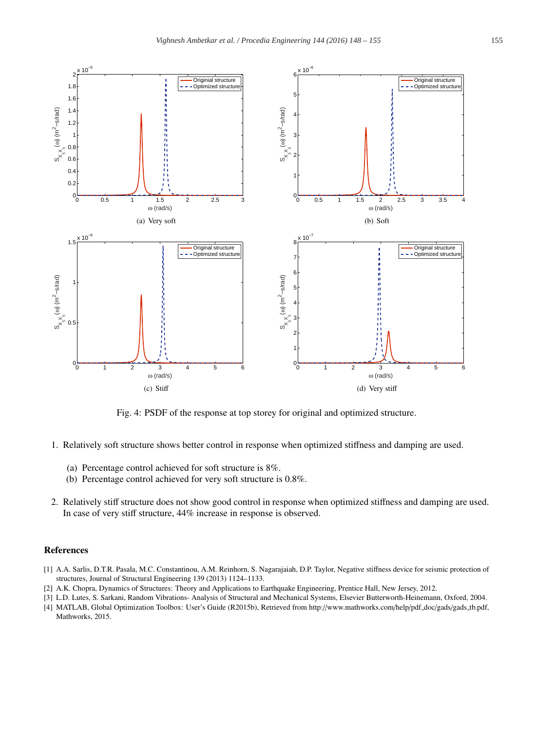x 10^-5

Originial structure
Optimized structure

$S_{X_5X_5}(\omega)$ (m$^2$–s/rad)

ω (rad/s)

(a) Very soft

x 10^-6

Originial structure
Optimized structure

$S_{X_5X_5}(\omega)$ (m$^2$–s/rad)

ω (rad/s)

(b) Soft

x 10^-6

Originial structure
Optimized structure

$S_{X_5X_5}(\omega)$ (m$^2$–s/rad)

ω (rad/s)

(c) Stiff

x 10^-7

Originial structure
Optimized structure

$S_{X_5X_5}(\omega)$ (m$^2$–s/rad)

ω (rad/s)

(d) Very stiff

Fig. 4: PSDF of the response at top storey for original and optimized structure.

1. Relatively soft structure shows better control in response when optimized stiffness and damping are used.
   (a) Percentage control achieved for soft structure is 8%.
   (b) Percentage control achieved for very soft structure is 0.8%.
2. Relatively stiff structure does not show good control in response when optimized stiffness and damping are used. In case of very stiff structure, 44% increase in response is observed.

## References

[1] A.A. Sarlis, D.T.R. Pasala, M.C. Constantinou, A.M. Reinhorn, S. Nagarajaiah, D.P. Taylor, Negative stiffness device for seismic protection of structures, Journal of Structural Engineering 139 (2013) 1124–1133.

[2] A.K. Chopra, Dynamics of Structures: Theory and Applications to Earthquake Engineering, Prentice Hall, New Jersey, 2012.

[3] L.D. Lutes, S. Sarkani, Random Vibrations- Analysis of Structural and Mechanical Systems, Elsevier Butterworth-Heinemann, Oxford, 2004.

[4] MATLAB, Global Optimization Toolbox: User's Guide (R2015b), Retrieved from http://www.mathworks.com/help/pdf_doc/gads/gads_tb.pdf, Mathworks, 2015.